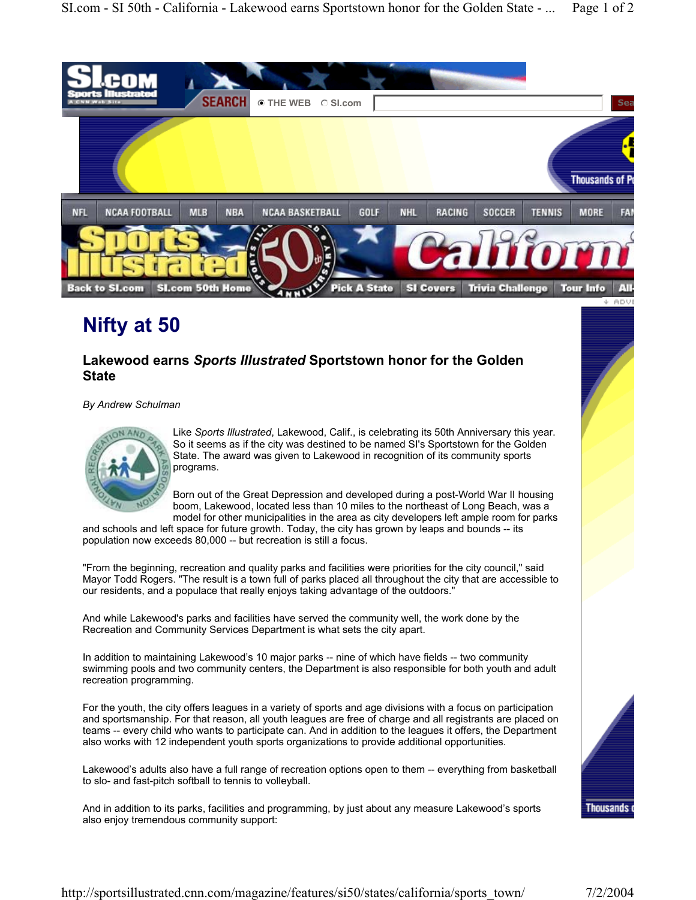# Nifty at 50

## Lakewood earns *Sports Illustrated* Sportstown honor for the Golden State

*By Andrew Schulman*

Like *Sports Illustrated*, Lakewood, Calif., is celebrating its 50th Anniversary this year. So it seems as if the city was destined to be named SI's Sportstown for the Golden State. The award was given to Lakewood in recognition of its community sports programs.

Born out of the Great Depression and developed during a post-World War II housing boom, Lakewood, located less than 10 miles to the northeast of Long Beach, was a model for other municipalities in the area as city developers left ample room for parks and schools and left space for future growth. Today, the city has grown by leaps and bounds -- its population now exceeds 80,000 -- but recreation is still a focus.

"From the beginning, recreation and quality parks and facilities were priorities for the city council," said Mayor Todd Rogers. "The result is a town full of parks placed all throughout the city that are accessible to our residents, and a populace that really enjoys taking advantage of the outdoors."

And while Lakewood's parks and facilities have served the community well, the work done by the Recreation and Community Services Department is what sets the city apart.

In addition to maintaining Lakewood's 10 major parks -- nine of which have fields -- two community swimming pools and two community centers, the Department is also responsible for both youth and adult recreation programming.

For the youth, the city offers leagues in a variety of sports and age divisions with a focus on participation and sportsmanship. For that reason, all youth leagues are free of charge and all registrants are placed on teams -- every child who wants to participate can. And in addition to the leagues it offers, the Department also works with 12 independent youth sports organizations to provide additional opportunities.

Lakewood's adults also have a full range of recreation options open to them -- everything from basketball to slo- and fast-pitch softball to tennis to volleyball.

And in addition to its parks, facilities and programming, by just about any measure Lakewood's sports also enjoy tremendous community support: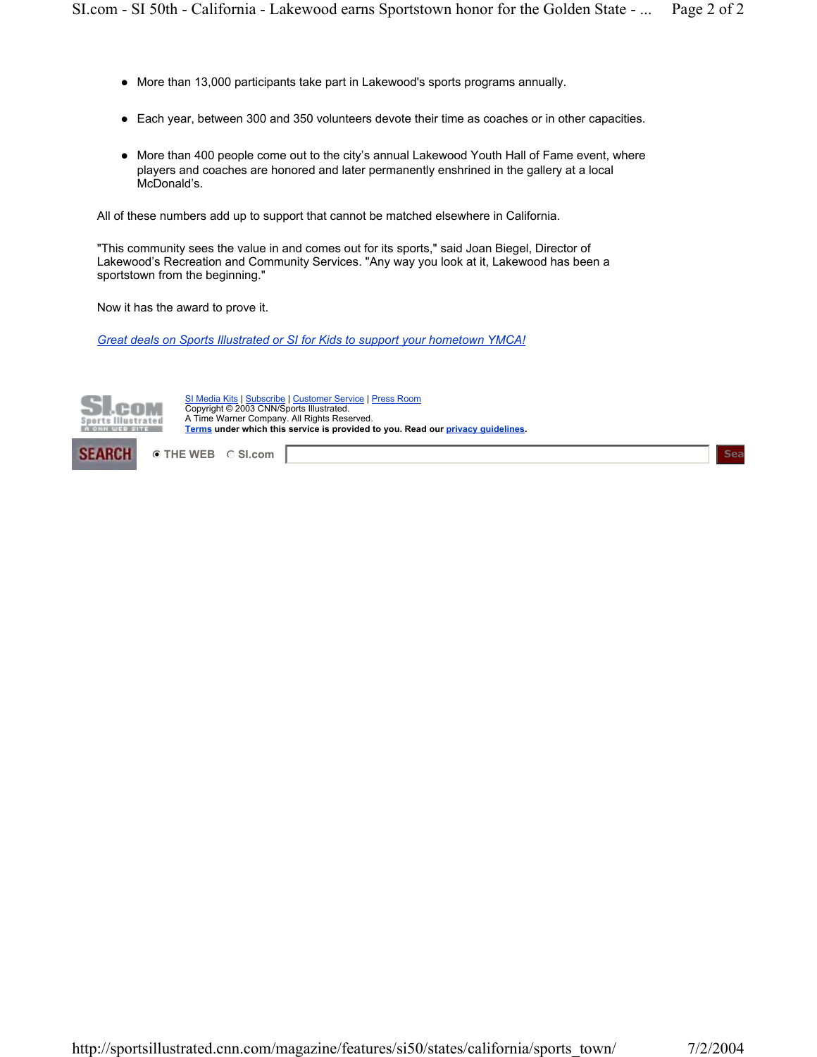- More than 13,000 participants take part in Lakewood's sports programs annually.

- Each year, between 300 and 350 volunteers devote their time as coaches or in other capacities.

- More than 400 people come out to the city's annual Lakewood Youth Hall of Fame event, where players and coaches are honored and later permanently enshrined in the gallery at a local McDonald's.

All of these numbers add up to support that cannot be matched elsewhere in California.

"This community sees the value in and comes out for its sports," said Joan Biegel, Director of Lakewood's Recreation and Community Services. "Any way you look at it, Lakewood has been a sportstown from the beginning."

Now it has the award to prove it.

*Great deals on Sports Illustrated or SI for Kids to support your hometown YMCA!*

SI Media Kits | Subscribe | Customer Service | Press Room
Copyright © 2003 CNN/Sports Illustrated.
A Time Warner Company. All Rights Reserved.
**Terms under which this service is provided to you. Read our privacy guidelines.**

SEARCH THE WEB SI.com